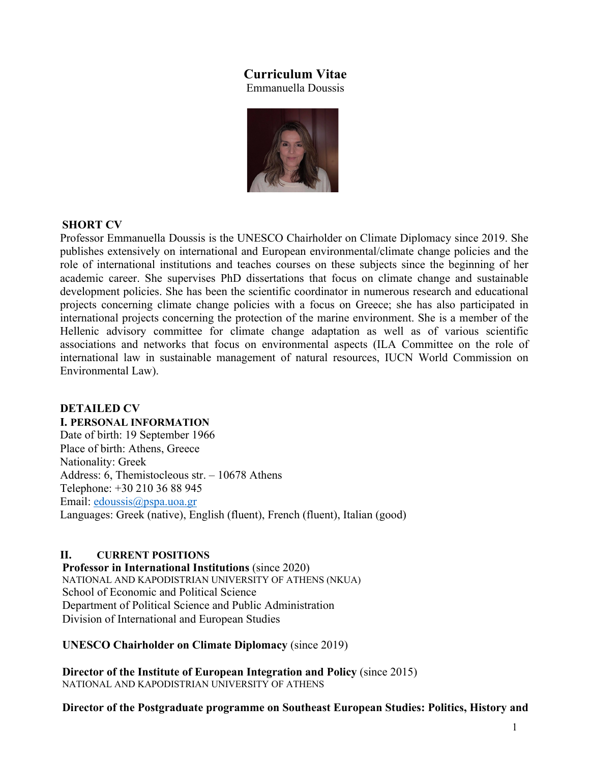# Curriculum Vitae

Emmanuella Doussis

## SHORT CV

Professor Emmanuella Doussis is the UNESCO Chairholder on Climate Diplomacy since 2019. She publishes extensively on international and European environmental/climate change policies and the role of international institutions and teaches courses on these subjects since the beginning of her academic career. She supervises PhD dissertations that focus on climate change and sustainable development policies. She has been the scientific coordinator in numerous research and educational projects concerning climate change policies with a focus on Greece; she has also participated in international projects concerning the protection of the marine environment. She is a member of the Hellenic advisory committee for climate change adaptation as well as of various scientific associations and networks that focus on environmental aspects (ILA Committee on the role of international law in sustainable management of natural resources, IUCN World Commission on Environmental Law).

## DETAILED CV

### I. PERSONAL INFORMATION

Date of birth: 19 September 1966
Place of birth: Athens, Greece
Nationality: Greek
Address: 6, Themistocleous str. – 10678 Athens
Telephone: +30 210 36 88 945
Email: edoussis@pspa.uoa.gr
Languages: Greek (native), English (fluent), French (fluent), Italian (good)

### II. CURRENT POSITIONS

**Professor in International Institutions** (since 2020)
NATIONAL AND KAPODISTRIAN UNIVERSITY OF ATHENS (NKUA)
School of Economic and Political Science
Department of Political Science and Public Administration
Division of International and European Studies

**UNESCO Chairholder on Climate Diplomacy** (since 2019)

**Director of the Institute of European Integration and Policy** (since 2015)
NATIONAL AND KAPODISTRIAN UNIVERSITY OF ATHENS

**Director of the Postgraduate programme on Southeast European Studies: Politics, History and**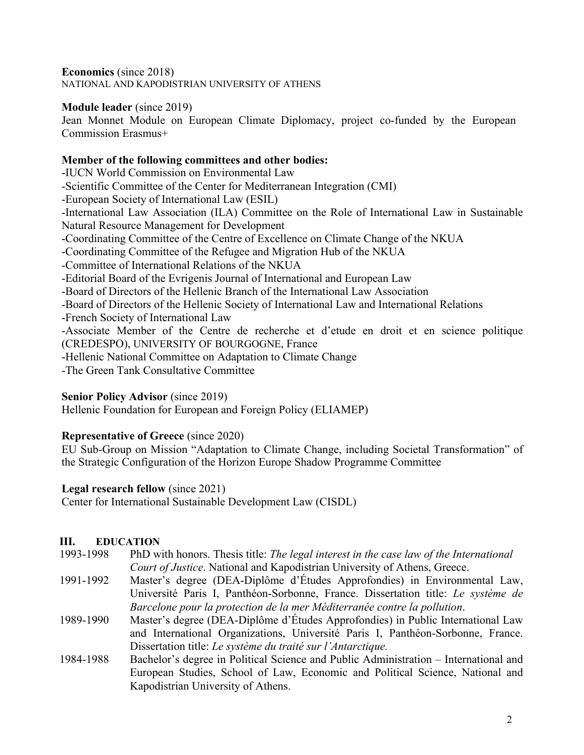**Economics** (since 2018)
NATIONAL AND KAPODISTRIAN UNIVERSITY OF ATHENS

**Module leader** (since 2019)
Jean Monnet Module on European Climate Diplomacy, project co-funded by the European Commission Erasmus+

**Member of the following committees and other bodies:**

- IUCN World Commission on Environmental Law
- Scientific Committee of the Center for Mediterranean Integration (CMI)
- European Society of International Law (ESIL)
- International Law Association (ILA) Committee on the Role of International Law in Sustainable Natural Resource Management for Development
- Coordinating Committee of the Centre of Excellence on Climate Change of the NKUA
- Coordinating Committee of the Refugee and Migration Hub of the NKUA
- Committee of International Relations of the NKUA
- Editorial Board of the Evrigenis Journal of International and European Law
- Board of Directors of the Hellenic Branch of the International Law Association
- Board of Directors of the Hellenic Society of International Law and International Relations
- French Society of International Law
- Associate Member of the Centre de recherche et d'etude en droit et en science politique (CREDESPO), UNIVERSITY OF BOURGOGNE, France
- Hellenic National Committee on Adaptation to Climate Change
- The Green Tank Consultative Committee

**Senior Policy Advisor** (since 2019)
Hellenic Foundation for European and Foreign Policy (ELIAMEP)

**Representative of Greece** (since 2020)
EU Sub-Group on Mission "Adaptation to Climate Change, including Societal Transformation" of the Strategic Configuration of the Horizon Europe Shadow Programme Committee

**Legal research fellow** (since 2021)
Center for International Sustainable Development Law (CISDL)

## III. EDUCATION

1993-1998 PhD with honors. Thesis title: *The legal interest in the case law of the International Court of Justice*. National and Kapodistrian University of Athens, Greece.

1991-1992 Master's degree (DEA-Diplôme d'Études Approfondies) in Environmental Law, Université Paris I, Panthéon-Sorbonne, France. Dissertation title: *Le système de Barcelone pour la protection de la mer Méditerranée contre la pollution*.

1989-1990 Master's degree (DEA-Diplôme d'Études Approfondies) in Public International Law and International Organizations, Université Paris I, Panthéon-Sorbonne, France. Dissertation title: *Le système du traité sur l'Antarctique.*

1984-1988 Bachelor's degree in Political Science and Public Administration – International and European Studies, School of Law, Economic and Political Science, National and Kapodistrian University of Athens.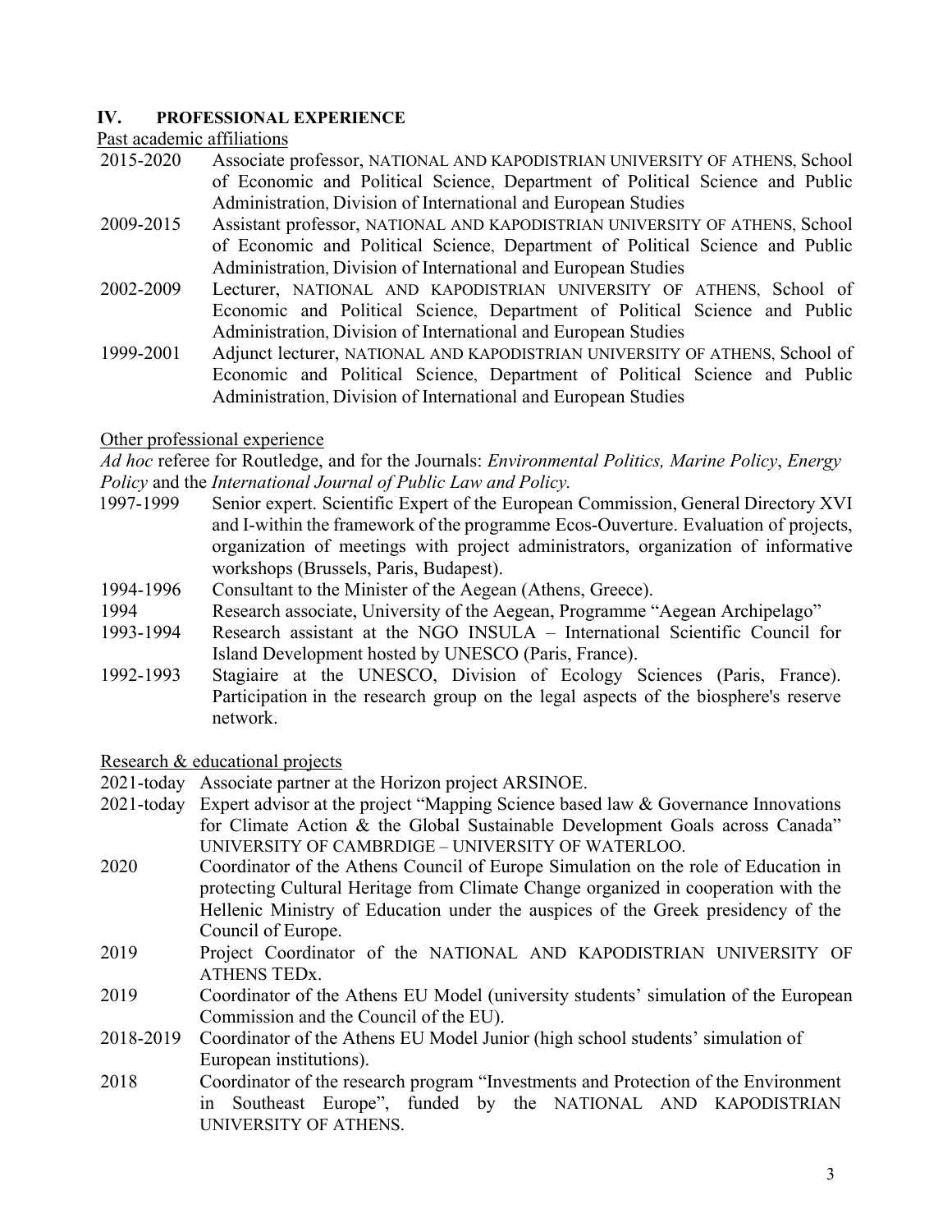## IV. PROFESSIONAL EXPERIENCE

Past academic affiliations

- 2015-2020 Associate professor, NATIONAL AND KAPODISTRIAN UNIVERSITY OF ATHENS, School of Economic and Political Science, Department of Political Science and Public Administration, Division of International and European Studies
- 2009-2015 Assistant professor, NATIONAL AND KAPODISTRIAN UNIVERSITY OF ATHENS, School of Economic and Political Science, Department of Political Science and Public Administration, Division of International and European Studies
- 2002-2009 Lecturer, NATIONAL AND KAPODISTRIAN UNIVERSITY OF ATHENS, School of Economic and Political Science, Department of Political Science and Public Administration, Division of International and European Studies
- 1999-2001 Adjunct lecturer, NATIONAL AND KAPODISTRIAN UNIVERSITY OF ATHENS, School of Economic and Political Science, Department of Political Science and Public Administration, Division of International and European Studies

Other professional experience

*Ad hoc* referee for Routledge, and for the Journals: *Environmental Politics, Marine Policy*, *Energy Policy* and the *International Journal of Public Law and Policy.*

- 1997-1999 Senior expert. Scientific Expert of the European Commission, General Directory XVI and I-within the framework of the programme Ecos-Ouverture. Evaluation of projects, organization of meetings with project administrators, organization of informative workshops (Brussels, Paris, Budapest).
- 1994-1996 Consultant to the Minister of the Aegean (Athens, Greece).
- 1994 Research associate, University of the Aegean, Programme "Aegean Archipelago"
- 1993-1994 Research assistant at the NGO INSULA – International Scientific Council for Island Development hosted by UNESCO (Paris, France).
- 1992-1993 Stagiaire at the UNESCO, Division of Ecology Sciences (Paris, France). Participation in the research group on the legal aspects of the biosphere's reserve network.

Research & educational projects

- 2021-today Associate partner at the Horizon project ARSINOE.
- 2021-today Expert advisor at the project "Mapping Science based law & Governance Innovations for Climate Action & the Global Sustainable Development Goals across Canada" UNIVERSITY OF CAMBRDIGE – UNIVERSITY OF WATERLOO.
- 2020 Coordinator of the Athens Council of Europe Simulation on the role of Education in protecting Cultural Heritage from Climate Change organized in cooperation with the Hellenic Ministry of Education under the auspices of the Greek presidency of the Council of Europe.
- 2019 Project Coordinator of the NATIONAL AND KAPODISTRIAN UNIVERSITY OF ATHENS TEDx.
- 2019 Coordinator of the Athens EU Model (university students' simulation of the European Commission and the Council of the EU).
- 2018-2019 Coordinator of the Athens EU Model Junior (high school students' simulation of European institutions).
- 2018 Coordinator of the research program "Investments and Protection of the Environment in Southeast Europe", funded by the NATIONAL AND KAPODISTRIAN UNIVERSITY OF ATHENS.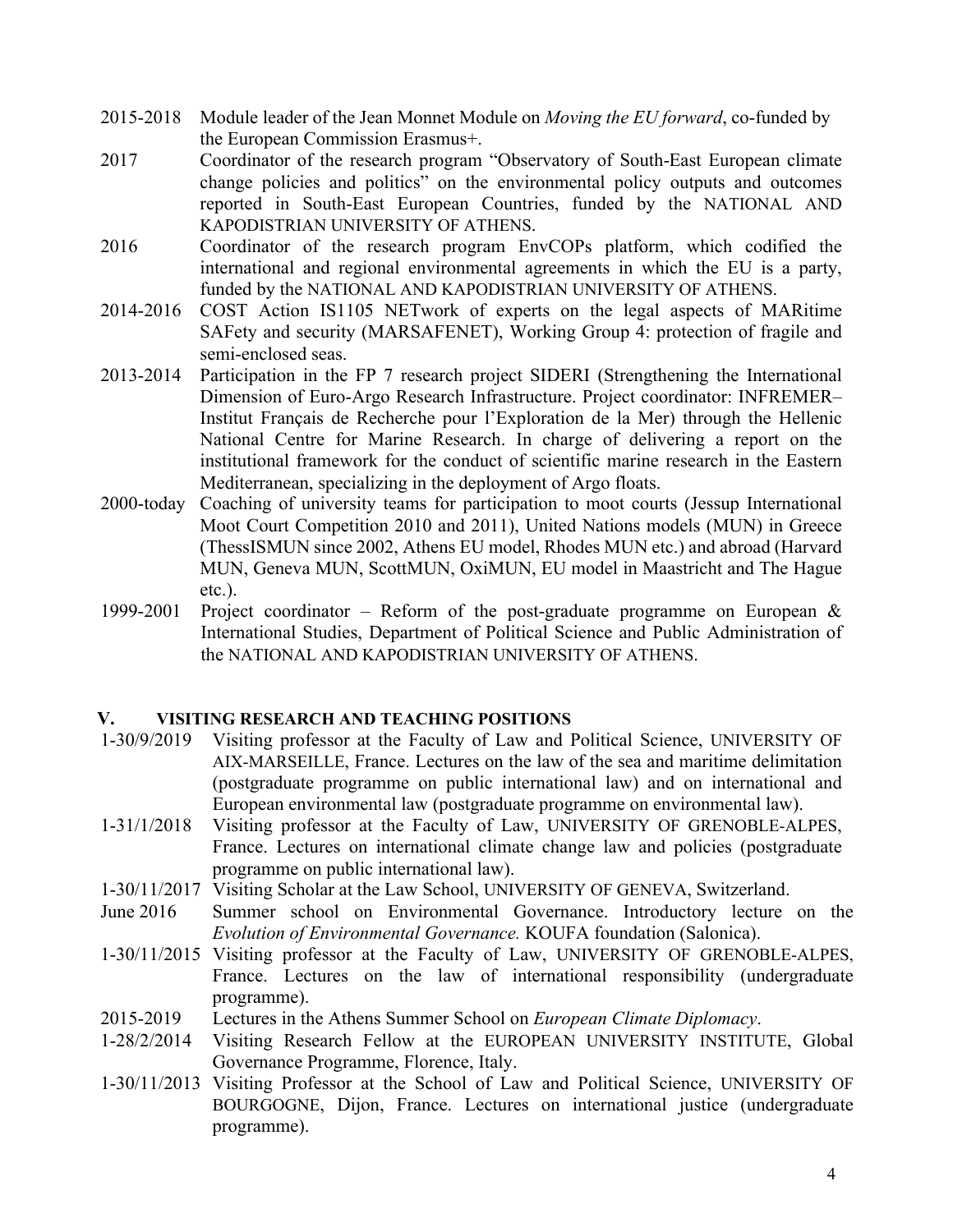2015-2018 Module leader of the Jean Monnet Module on *Moving the EU forward*, co-funded by the European Commission Erasmus+.

2017 Coordinator of the research program "Observatory of South-East European climate change policies and politics" on the environmental policy outputs and outcomes reported in South-East European Countries, funded by the NATIONAL AND KAPODISTRIAN UNIVERSITY OF ATHENS.

2016 Coordinator of the research program EnvCOPs platform, which codified the international and regional environmental agreements in which the EU is a party, funded by the NATIONAL AND KAPODISTRIAN UNIVERSITY OF ATHENS.

2014-2016 COST Action IS1105 NETwork of experts on the legal aspects of MARitime SAFety and security (MARSAFENET), Working Group 4: protection of fragile and semi-enclosed seas.

2013-2014 Participation in the FP 7 research project SIDERI (Strengthening the International Dimension of Euro-Argo Research Infrastructure. Project coordinator: INFREMER– Institut Français de Recherche pour l'Exploration de la Mer) through the Hellenic National Centre for Marine Research. In charge of delivering a report on the institutional framework for the conduct of scientific marine research in the Eastern Mediterranean, specializing in the deployment of Argo floats.

2000-today Coaching of university teams for participation to moot courts (Jessup International Moot Court Competition 2010 and 2011), United Nations models (MUN) in Greece (ThessISMUN since 2002, Athens EU model, Rhodes MUN etc.) and abroad (Harvard MUN, Geneva MUN, ScottMUN, OxiMUN, EU model in Maastricht and The Hague etc.).

1999-2001 Project coordinator – Reform of the post-graduate programme on European & International Studies, Department of Political Science and Public Administration of the NATIONAL AND KAPODISTRIAN UNIVERSITY OF ATHENS.

## V. VISITING RESEARCH AND TEACHING POSITIONS

1-30/9/2019 Visiting professor at the Faculty of Law and Political Science, UNIVERSITY OF AIX-MARSEILLE, France. Lectures on the law of the sea and maritime delimitation (postgraduate programme on public international law) and on international and European environmental law (postgraduate programme on environmental law).

1-31/1/2018 Visiting professor at the Faculty of Law, UNIVERSITY OF GRENOBLE-ALPES, France. Lectures on international climate change law and policies (postgraduate programme on public international law).

1-30/11/2017 Visiting Scholar at the Law School, UNIVERSITY OF GENEVA, Switzerland.

June 2016 Summer school on Environmental Governance. Introductory lecture on the *Evolution of Environmental Governance.* KOUFA foundation (Salonica).

1-30/11/2015 Visiting professor at the Faculty of Law, UNIVERSITY OF GRENOBLE-ALPES, France. Lectures on the law of international responsibility (undergraduate programme).

2015-2019 Lectures in the Athens Summer School on *European Climate Diplomacy*.

1-28/2/2014 Visiting Research Fellow at the EUROPEAN UNIVERSITY INSTITUTE, Global Governance Programme, Florence, Italy.

1-30/11/2013 Visiting Professor at the School of Law and Political Science, UNIVERSITY OF BOURGOGNE, Dijon, France. Lectures on international justice (undergraduate programme).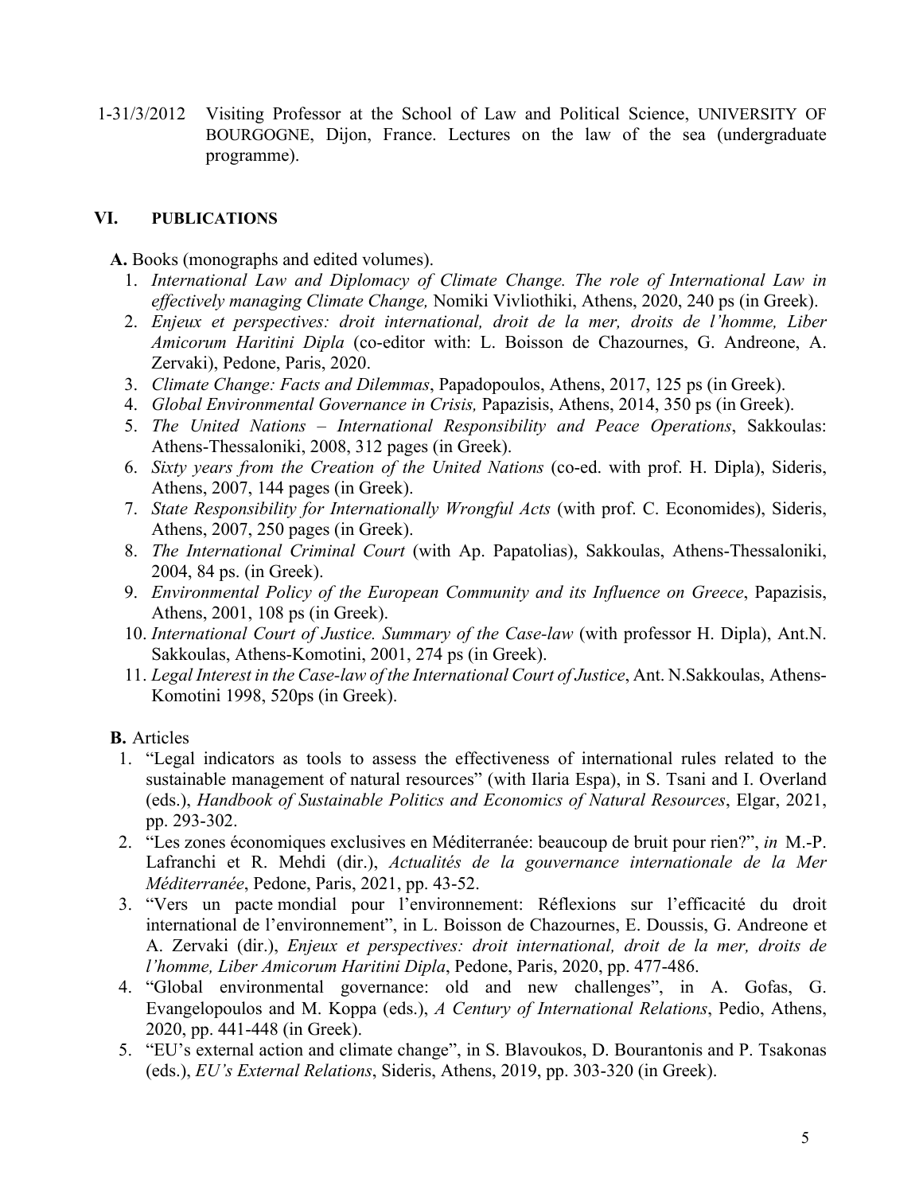1-31/3/2012 Visiting Professor at the School of Law and Political Science, UNIVERSITY OF BOURGOGNE, Dijon, France. Lectures on the law of the sea (undergraduate programme).

## VI. PUBLICATIONS

**A.** Books (monographs and edited volumes).

1. *International Law and Diplomacy of Climate Change. The role of International Law in effectively managing Climate Change,* Nomiki Vivliothiki, Athens, 2020, 240 ps (in Greek).
2. *Enjeux et perspectives: droit international, droit de la mer, droits de l'homme, Liber Amicorum Haritini Dipla* (co-editor with: L. Boisson de Chazournes, G. Andreone, A. Zervaki), Pedone, Paris, 2020.
3. *Climate Change: Facts and Dilemmas*, Papadopoulos, Athens, 2017, 125 ps (in Greek).
4. *Global Environmental Governance in Crisis,* Papazisis, Athens, 2014, 350 ps (in Greek).
5. *The United Nations – International Responsibility and Peace Operations*, Sakkoulas: Athens-Thessaloniki, 2008, 312 pages (in Greek).
6. *Sixty years from the Creation of the United Nations* (co-ed. with prof. H. Dipla), Sideris, Athens, 2007, 144 pages (in Greek).
7. *State Responsibility for Internationally Wrongful Acts* (with prof. C. Economides), Sideris, Athens, 2007, 250 pages (in Greek).
8. *The International Criminal Court* (with Ap. Papatolias), Sakkoulas, Athens-Thessaloniki, 2004, 84 ps. (in Greek).
9. *Environmental Policy of the European Community and its Influence on Greece*, Papazisis, Athens, 2001, 108 ps (in Greek).
10. *International Court of Justice. Summary of the Case-law* (with professor H. Dipla), Ant.N. Sakkoulas, Athens-Komotini, 2001, 274 ps (in Greek).
11. *Legal Interest in the Case-law of the International Court of Justice*, Ant. N.Sakkoulas, Athens-Komotini 1998, 520ps (in Greek).

**B.** Articles

1. "Legal indicators as tools to assess the effectiveness of international rules related to the sustainable management of natural resources" (with Ilaria Espa), in S. Tsani and I. Overland (eds.), *Handbook of Sustainable Politics and Economics of Natural Resources*, Elgar, 2021, pp. 293-302.
2. "Les zones économiques exclusives en Méditerranée: beaucoup de bruit pour rien?", *in* M.-P. Lafranchi et R. Mehdi (dir.), *Actualités de la gouvernance internationale de la Mer Méditerranée*, Pedone, Paris, 2021, pp. 43-52.
3. "Vers un pacte mondial pour l'environnement: Réflexions sur l'efficacité du droit international de l'environnement", in L. Boisson de Chazournes, E. Doussis, G. Andreone et A. Zervaki (dir.), *Enjeux et perspectives: droit international, droit de la mer, droits de l'homme, Liber Amicorum Haritini Dipla*, Pedone, Paris, 2020, pp. 477-486.
4. "Global environmental governance: old and new challenges", in A. Gofas, G. Evangelopoulos and M. Koppa (eds.), *A Century of International Relations*, Pedio, Athens, 2020, pp. 441-448 (in Greek).
5. "EU's external action and climate change", in S. Blavoukos, D. Bourantonis and P. Tsakonas (eds.), *EU's External Relations*, Sideris, Athens, 2019, pp. 303-320 (in Greek).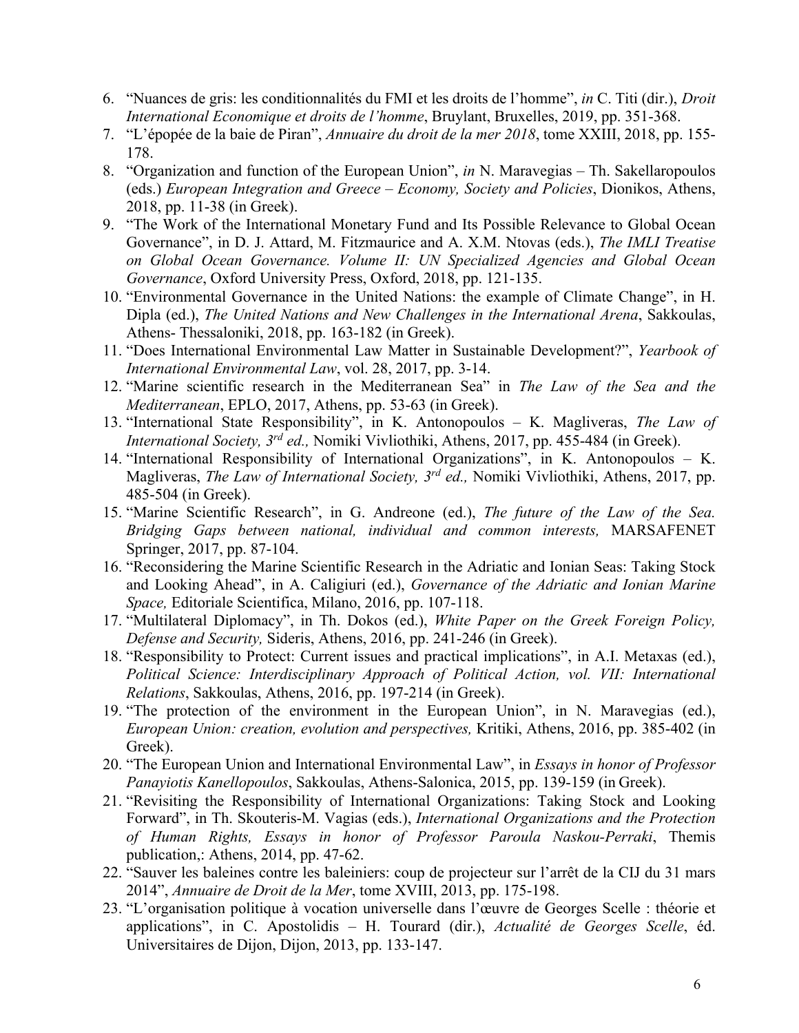6. "Nuances de gris: les conditionnalités du FMI et les droits de l'homme", *in* C. Titi (dir.), *Droit International Economique et droits de l'homme*, Bruylant, Bruxelles, 2019, pp. 351-368.
7. "L'épopée de la baie de Piran", *Annuaire du droit de la mer 2018*, tome XXIII, 2018, pp. 155-178.
8. "Organization and function of the European Union", *in* N. Maravegias – Th. Sakellaropoulos (eds.) *European Integration and Greece – Economy, Society and Policies*, Dionikos, Athens, 2018, pp. 11-38 (in Greek).
9. "The Work of the International Monetary Fund and Its Possible Relevance to Global Ocean Governance", in D. J. Attard, M. Fitzmaurice and A. X.M. Ntovas (eds.), *The IMLI Treatise on Global Ocean Governance. Volume II: UN Specialized Agencies and Global Ocean Governance*, Oxford University Press, Oxford, 2018, pp. 121-135.
10. "Environmental Governance in the United Nations: the example of Climate Change", in H. Dipla (ed.), *The United Nations and New Challenges in the International Arena*, Sakkoulas, Athens- Thessaloniki, 2018, pp. 163-182 (in Greek).
11. "Does International Environmental Law Matter in Sustainable Development?", *Yearbook of International Environmental Law*, vol. 28, 2017, pp. 3-14.
12. "Marine scientific research in the Mediterranean Sea" in *The Law of the Sea and the Mediterranean*, EPLO, 2017, Athens, pp. 53-63 (in Greek).
13. "International State Responsibility", in K. Antonopoulos – K. Magliveras, *The Law of International Society, 3rd ed.,* Nomiki Vivliothiki, Athens, 2017, pp. 455-484 (in Greek).
14. "International Responsibility of International Organizations", in K. Antonopoulos – K. Magliveras, *The Law of International Society, 3rd ed.,* Nomiki Vivliothiki, Athens, 2017, pp. 485-504 (in Greek).
15. "Marine Scientific Research", in G. Andreone (ed.), *The future of the Law of the Sea. Bridging Gaps between national, individual and common interests,* MARSAFENET Springer, 2017, pp. 87-104.
16. "Reconsidering the Marine Scientific Research in the Adriatic and Ionian Seas: Taking Stock and Looking Ahead", in A. Caligiuri (ed.), *Governance of the Adriatic and Ionian Marine Space,* Editoriale Scientifica, Milano, 2016, pp. 107-118.
17. "Multilateral Diplomacy", in Th. Dokos (ed.), *White Paper on the Greek Foreign Policy, Defense and Security,* Sideris, Athens, 2016, pp. 241-246 (in Greek).
18. "Responsibility to Protect: Current issues and practical implications", in A.I. Metaxas (ed.), *Political Science: Interdisciplinary Approach of Political Action, vol. VII: International Relations*, Sakkoulas, Athens, 2016, pp. 197-214 (in Greek).
19. "The protection of the environment in the European Union", in N. Maravegias (ed.), *European Union: creation, evolution and perspectives,* Kritiki, Athens, 2016, pp. 385-402 (in Greek).
20. "The European Union and International Environmental Law", in *Essays in honor of Professor Panayiotis Kanellopoulos*, Sakkoulas, Athens-Salonica, 2015, pp. 139-159 (in Greek).
21. "Revisiting the Responsibility of International Organizations: Taking Stock and Looking Forward", in Th. Skouteris-M. Vagias (eds.), *International Organizations and the Protection of Human Rights, Essays in honor of Professor Paroula Naskou-Perraki*, Themis publication,: Athens, 2014, pp. 47-62.
22. "Sauver les baleines contre les baleiniers: coup de projecteur sur l'arrêt de la CIJ du 31 mars 2014", *Annuaire de Droit de la Mer*, tome XVIII, 2013, pp. 175-198.
23. "L'organisation politique à vocation universelle dans l'œuvre de Georges Scelle : théorie et applications", in C. Apostolidis – H. Tourard (dir.), *Actualité de Georges Scelle*, éd. Universitaires de Dijon, Dijon, 2013, pp. 133-147.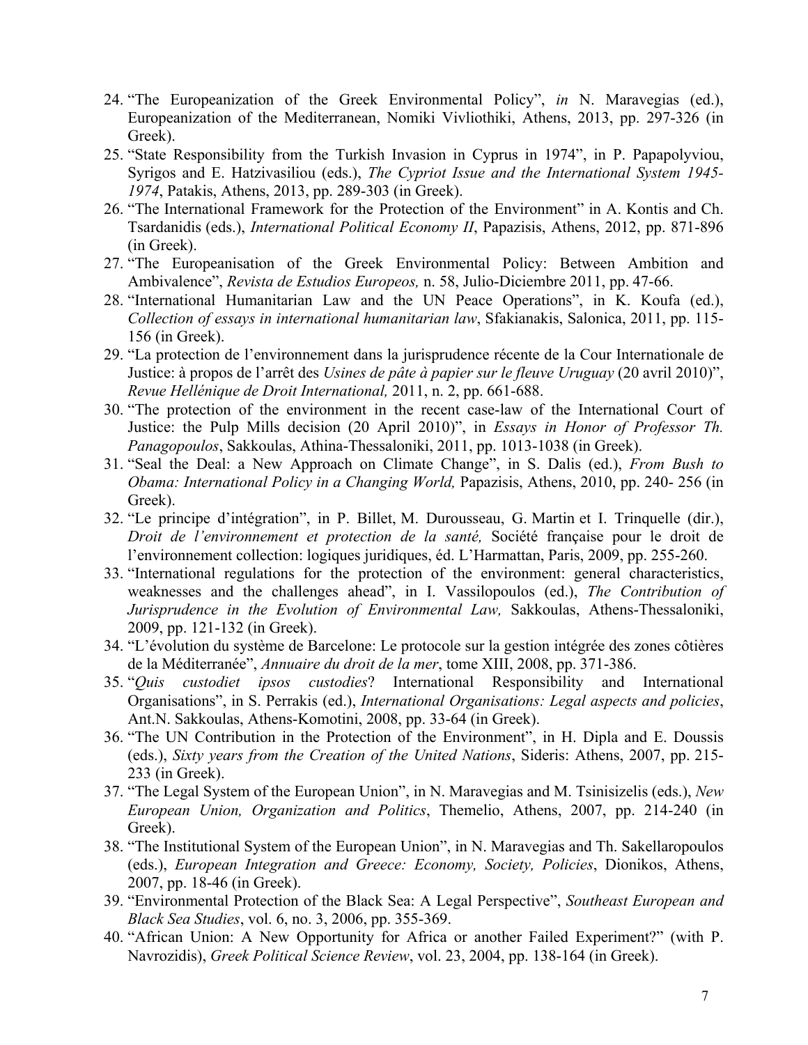24. "The Europeanization of the Greek Environmental Policy", *in* N. Maravegias (ed.), Europeanization of the Mediterranean, Nomiki Vivliothiki, Athens, 2013, pp. 297-326 (in Greek).
25. "State Responsibility from the Turkish Invasion in Cyprus in 1974", in P. Papapolyviou, Syrigos and E. Hatzivasiliou (eds.), *The Cypriot Issue and the International System 1945-1974*, Patakis, Athens, 2013, pp. 289-303 (in Greek).
26. "The International Framework for the Protection of the Environment" in A. Kontis and Ch. Tsardanidis (eds.), *International Political Economy II*, Papazisis, Athens, 2012, pp. 871-896 (in Greek).
27. "The Europeanisation of the Greek Environmental Policy: Between Ambition and Ambivalence", *Revista de Estudios Europeos,* n. 58, Julio-Diciembre 2011, pp. 47-66.
28. "International Humanitarian Law and the UN Peace Operations", in K. Koufa (ed.), *Collection of essays in international humanitarian law*, Sfakianakis, Salonica, 2011, pp. 115-156 (in Greek).
29. "La protection de l'environnement dans la jurisprudence récente de la Cour Internationale de Justice: à propos de l'arrêt des *Usines de pâte à papier sur le fleuve Uruguay* (20 avril 2010)", *Revue Hellénique de Droit International,* 2011, n. 2, pp. 661-688.
30. "The protection of the environment in the recent case-law of the International Court of Justice: the Pulp Mills decision (20 April 2010)", in *Essays in Honor of Professor Th. Panagopoulos*, Sakkoulas, Athina-Thessaloniki, 2011, pp. 1013-1038 (in Greek).
31. "Seal the Deal: a New Approach on Climate Change", in S. Dalis (ed.), *From Bush to Obama: International Policy in a Changing World,* Papazisis, Athens, 2010, pp. 240- 256 (in Greek).
32. "Le principe d'intégration", in P. Billet, M. Durousseau, G. Martin et I. Trinquelle (dir.), *Droit de l'environnement et protection de la santé,* Société française pour le droit de l'environnement collection: logiques juridiques, éd. L'Harmattan, Paris, 2009, pp. 255-260.
33. "International regulations for the protection of the environment: general characteristics, weaknesses and the challenges ahead", in I. Vassilopoulos (ed.), *The Contribution of Jurisprudence in the Evolution of Environmental Law,* Sakkoulas, Athens-Thessaloniki, 2009, pp. 121-132 (in Greek).
34. "L'évolution du système de Barcelone: Le protocole sur la gestion intégrée des zones côtières de la Méditerranée", *Annuaire du droit de la mer*, tome XIII, 2008, pp. 371-386.
35. "*Quis custodiet ipsos custodies*? International Responsibility and International Organisations", in S. Perrakis (ed.), *International Organisations: Legal aspects and policies*, Ant.N. Sakkoulas, Athens-Komotini, 2008, pp. 33-64 (in Greek).
36. "The UN Contribution in the Protection of the Environment", in H. Dipla and E. Doussis (eds.), *Sixty years from the Creation of the United Nations*, Sideris: Athens, 2007, pp. 215-233 (in Greek).
37. "The Legal System of the European Union", in N. Maravegias and M. Tsinisizelis (eds.), *New European Union, Organization and Politics*, Themelio, Athens, 2007, pp. 214-240 (in Greek).
38. "The Institutional System of the European Union", in N. Maravegias and Th. Sakellaropoulos (eds.), *European Integration and Greece: Economy, Society, Policies*, Dionikos, Athens, 2007, pp. 18-46 (in Greek).
39. "Environmental Protection of the Black Sea: A Legal Perspective", *Southeast European and Black Sea Studies*, vol. 6, no. 3, 2006, pp. 355-369.
40. "African Union: A New Opportunity for Africa or another Failed Experiment?" (with P. Navrozidis), *Greek Political Science Review*, vol. 23, 2004, pp. 138-164 (in Greek).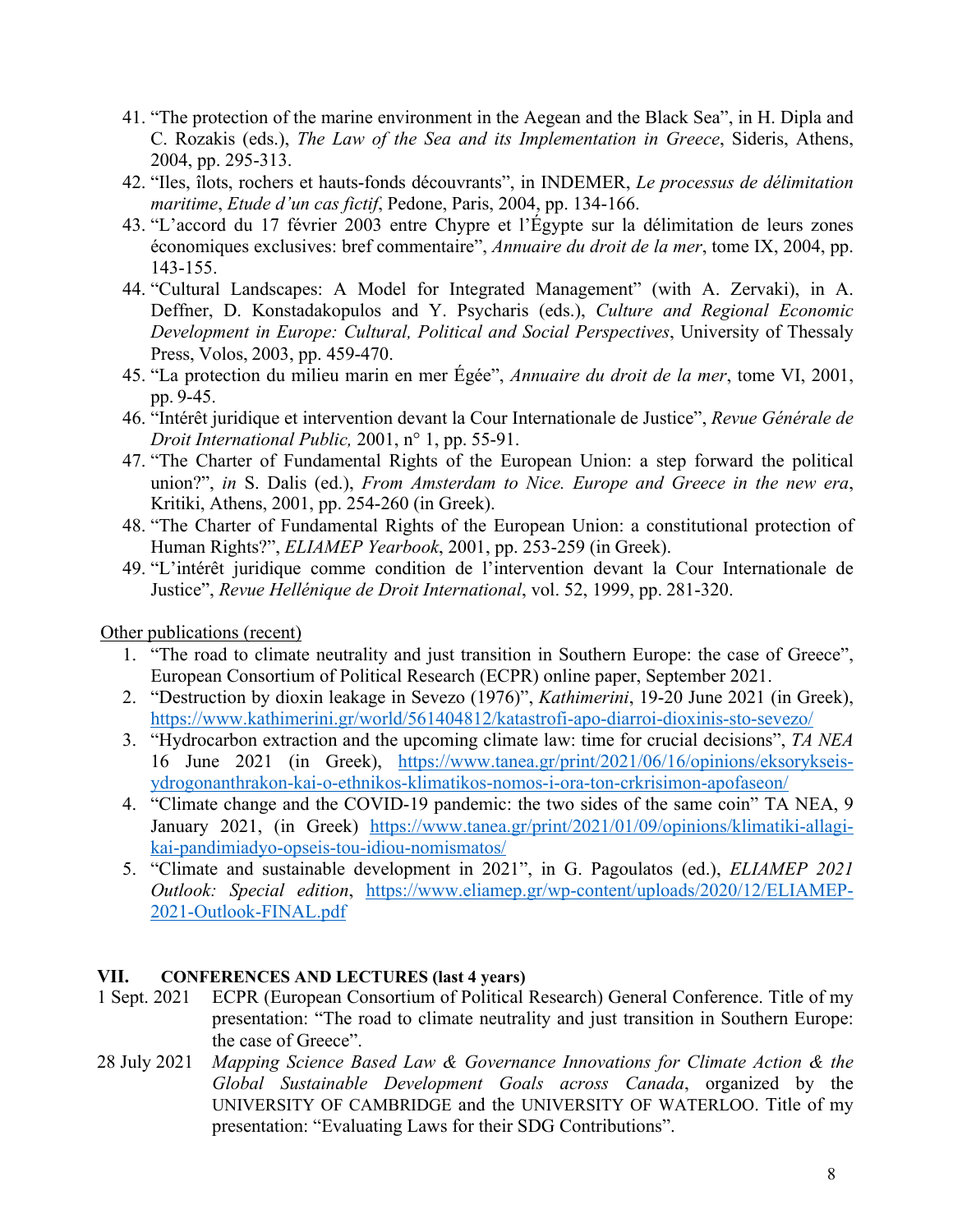41. "The protection of the marine environment in the Aegean and the Black Sea", in H. Dipla and C. Rozakis (eds.), *The Law of the Sea and its Implementation in Greece*, Sideris, Athens, 2004, pp. 295-313.
42. "Iles, îlots, rochers et hauts-fonds découvrants", in INDEMER, *Le processus de délimitation maritime*, *Etude d'un cas fictif*, Pedone, Paris, 2004, pp. 134-166.
43. "L'accord du 17 février 2003 entre Chypre et l'Égypte sur la délimitation de leurs zones économiques exclusives: bref commentaire", *Annuaire du droit de la mer*, tome IX, 2004, pp. 143-155.
44. "Cultural Landscapes: A Model for Integrated Management" (with A. Zervaki), in A. Deffner, D. Konstadakopulos and Y. Psycharis (eds.), *Culture and Regional Economic Development in Europe: Cultural, Political and Social Perspectives*, University of Thessaly Press, Volos, 2003, pp. 459-470.
45. "La protection du milieu marin en mer Égée", *Annuaire du droit de la mer*, tome VI, 2001, pp. 9-45.
46. "Intérêt juridique et intervention devant la Cour Internationale de Justice", *Revue Générale de Droit International Public,* 2001, n° 1, pp. 55-91.
47. "The Charter of Fundamental Rights of the European Union: a step forward the political union?", *in* S. Dalis (ed.), *From Amsterdam to Nice. Europe and Greece in the new era*, Kritiki, Athens, 2001, pp. 254-260 (in Greek).
48. "The Charter of Fundamental Rights of the European Union: a constitutional protection of Human Rights?", *ELIAMEP Yearbook*, 2001, pp. 253-259 (in Greek).
49. "L'intérêt juridique comme condition de l'intervention devant la Cour Internationale de Justice", *Revue Hellénique de Droit International*, vol. 52, 1999, pp. 281-320.

Other publications (recent)

1. "The road to climate neutrality and just transition in Southern Europe: the case of Greece", European Consortium of Political Research (ECPR) online paper, September 2021.
2. "Destruction by dioxin leakage in Sevezo (1976)", *Kathimerini*, 19-20 June 2021 (in Greek), https://www.kathimerini.gr/world/561404812/katastrofi-apo-diarroi-dioxinis-sto-sevezo/
3. "Hydrocarbon extraction and the upcoming climate law: time for crucial decisions", *TA NEA* 16 June 2021 (in Greek), https://www.tanea.gr/print/2021/06/16/opinions/eksorykseis-ydrogonanthrakon-kai-o-ethnikos-klimatikos-nomos-i-ora-ton-crkrisimon-apofaseon/
4. "Climate change and the COVID-19 pandemic: the two sides of the same coin" TA NEA, 9 January 2021, (in Greek) https://www.tanea.gr/print/2021/01/09/opinions/klimatiki-allagi-kai-pandimiadyo-opseis-tou-idiou-nomismatos/
5. "Climate and sustainable development in 2021", in G. Pagoulatos (ed.), *ELIAMEP 2021 Outlook: Special edition*, https://www.eliamep.gr/wp-content/uploads/2020/12/ELIAMEP-2021-Outlook-FINAL.pdf

## VII. CONFERENCES AND LECTURES (last 4 years)

1 Sept. 2021 ECPR (European Consortium of Political Research) General Conference. Title of my presentation: "The road to climate neutrality and just transition in Southern Europe: the case of Greece".

28 July 2021 *Mapping Science Based Law & Governance Innovations for Climate Action & the Global Sustainable Development Goals across Canada*, organized by the UNIVERSITY OF CAMBRIDGE and the UNIVERSITY OF WATERLOO. Title of my presentation: "Evaluating Laws for their SDG Contributions".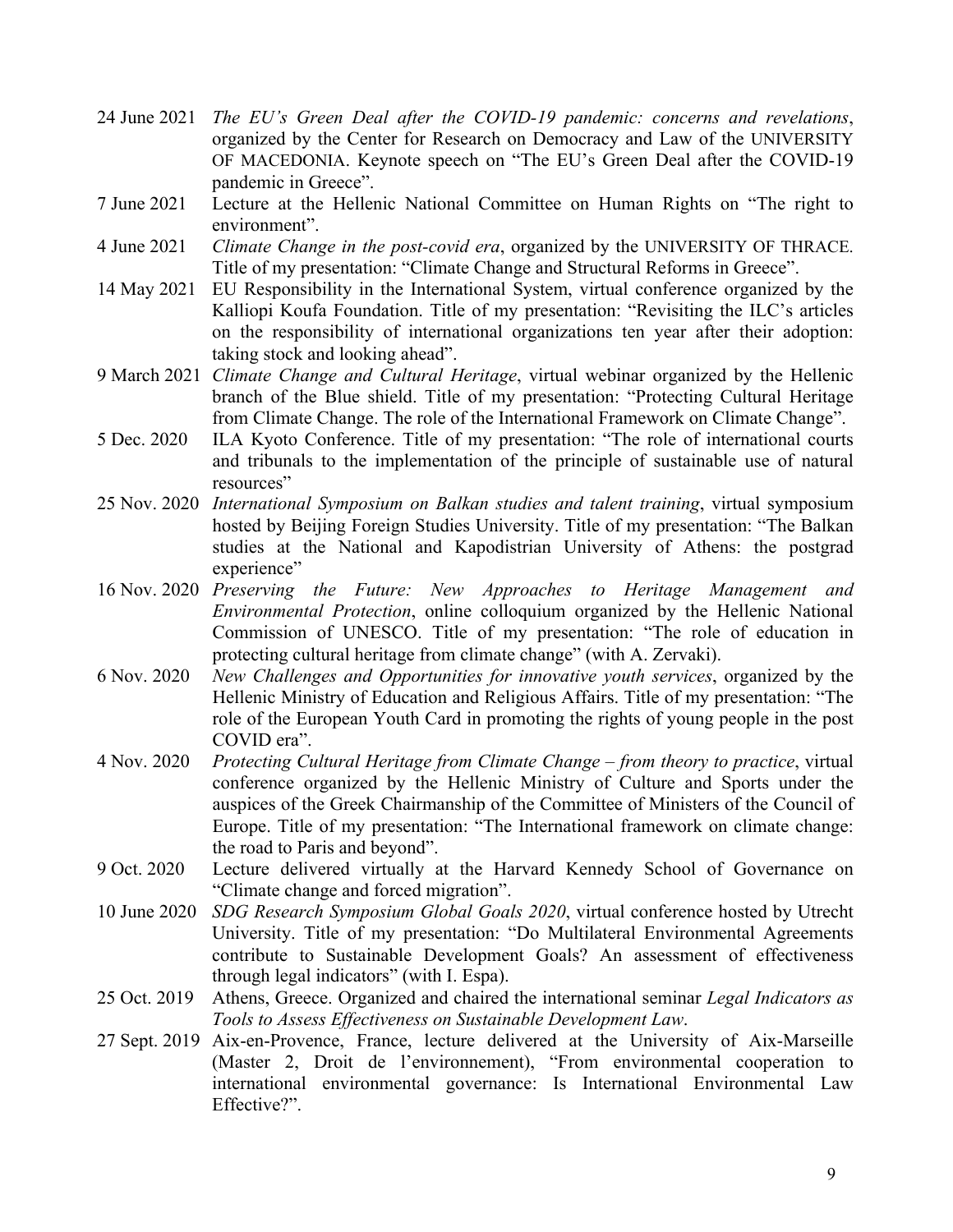24 June 2021 *The EU's Green Deal after the COVID-19 pandemic: concerns and revelations*, organized by the Center for Research on Democracy and Law of the UNIVERSITY OF MACEDONIA. Keynote speech on "The EU's Green Deal after the COVID-19 pandemic in Greece".

7 June 2021 Lecture at the Hellenic National Committee on Human Rights on "The right to environment".

4 June 2021 *Climate Change in the post-covid era*, organized by the UNIVERSITY OF THRACE. Title of my presentation: "Climate Change and Structural Reforms in Greece".

14 May 2021 EU Responsibility in the International System, virtual conference organized by the Kalliopi Koufa Foundation. Title of my presentation: "Revisiting the ILC's articles on the responsibility of international organizations ten year after their adoption: taking stock and looking ahead".

9 March 2021 *Climate Change and Cultural Heritage*, virtual webinar organized by the Hellenic branch of the Blue shield. Title of my presentation: "Protecting Cultural Heritage from Climate Change. The role of the International Framework on Climate Change".

5 Dec. 2020 ILA Kyoto Conference. Title of my presentation: "The role of international courts and tribunals to the implementation of the principle of sustainable use of natural resources"

25 Nov. 2020 *International Symposium on Balkan studies and talent training*, virtual symposium hosted by Beijing Foreign Studies University. Title of my presentation: "The Balkan studies at the National and Kapodistrian University of Athens: the postgrad experience"

16 Nov. 2020 *Preserving the Future: New Approaches to Heritage Management and Environmental Protection*, online colloquium organized by the Hellenic National Commission of UNESCO. Title of my presentation: "The role of education in protecting cultural heritage from climate change" (with A. Zervaki).

6 Nov. 2020 *New Challenges and Opportunities for innovative youth services*, organized by the Hellenic Ministry of Education and Religious Affairs. Title of my presentation: "The role of the European Youth Card in promoting the rights of young people in the post COVID era".

4 Nov. 2020 *Protecting Cultural Heritage from Climate Change – from theory to practice*, virtual conference organized by the Hellenic Ministry of Culture and Sports under the auspices of the Greek Chairmanship of the Committee of Ministers of the Council of Europe. Title of my presentation: "The International framework on climate change: the road to Paris and beyond".

9 Oct. 2020 Lecture delivered virtually at the Harvard Kennedy School of Governance on "Climate change and forced migration".

10 June 2020 *SDG Research Symposium Global Goals 2020*, virtual conference hosted by Utrecht University. Title of my presentation: "Do Multilateral Environmental Agreements contribute to Sustainable Development Goals? An assessment of effectiveness through legal indicators" (with I. Espa).

25 Oct. 2019 Athens, Greece. Organized and chaired the international seminar *Legal Indicators as Tools to Assess Effectiveness on Sustainable Development Law*.

27 Sept. 2019 Aix-en-Provence, France, lecture delivered at the University of Aix-Marseille (Master 2, Droit de l'environnement), "From environmental cooperation to international environmental governance: Is International Environmental Law Effective?".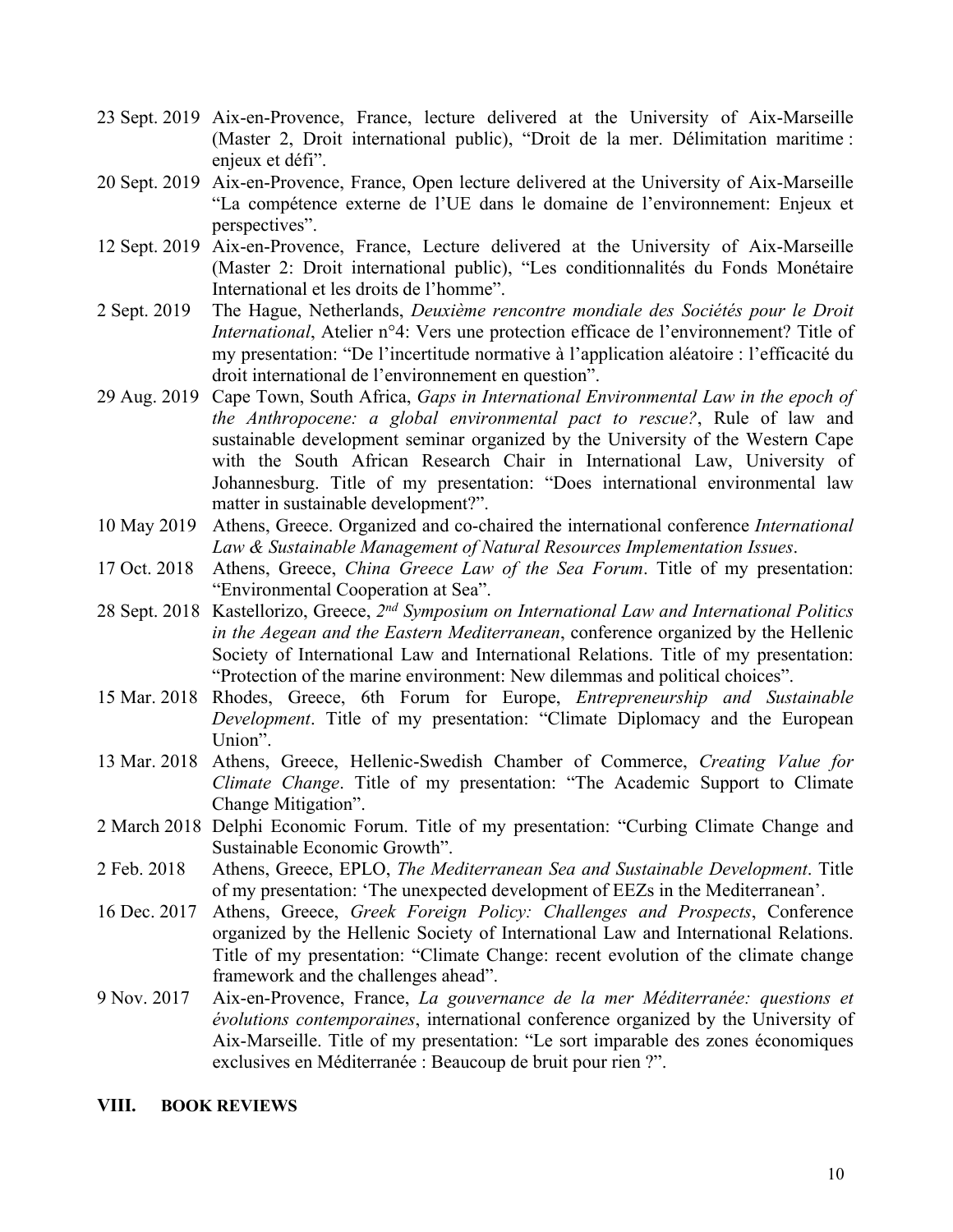23 Sept. 2019 Aix-en-Provence, France, lecture delivered at the University of Aix-Marseille (Master 2, Droit international public), "Droit de la mer. Délimitation maritime : enjeux et défi".

20 Sept. 2019 Aix-en-Provence, France, Open lecture delivered at the University of Aix-Marseille "La compétence externe de l'UE dans le domaine de l'environnement: Enjeux et perspectives".

12 Sept. 2019 Aix-en-Provence, France, Lecture delivered at the University of Aix-Marseille (Master 2: Droit international public), "Les conditionnalités du Fonds Monétaire International et les droits de l'homme".

2 Sept. 2019 The Hague, Netherlands, *Deuxième rencontre mondiale des Sociétés pour le Droit International*, Atelier n°4: Vers une protection efficace de l'environnement? Title of my presentation: "De l'incertitude normative à l'application aléatoire : l'efficacité du droit international de l'environnement en question".

29 Aug. 2019 Cape Town, South Africa, *Gaps in International Environmental Law in the epoch of the Anthropocene: a global environmental pact to rescue?*, Rule of law and sustainable development seminar organized by the University of the Western Cape with the South African Research Chair in International Law, University of Johannesburg. Title of my presentation: "Does international environmental law matter in sustainable development?".

10 May 2019 Athens, Greece. Organized and co-chaired the international conference *International Law & Sustainable Management of Natural Resources Implementation Issues*.

17 Oct. 2018 Athens, Greece, *China Greece Law of the Sea Forum*. Title of my presentation: "Environmental Cooperation at Sea".

28 Sept. 2018 Kastellorizo, Greece, *2nd Symposium on International Law and International Politics in the Aegean and the Eastern Mediterranean*, conference organized by the Hellenic Society of International Law and International Relations. Title of my presentation: "Protection of the marine environment: New dilemmas and political choices".

15 Mar. 2018 Rhodes, Greece, 6th Forum for Europe, *Entrepreneurship and Sustainable Development*. Title of my presentation: "Climate Diplomacy and the European Union".

13 Mar. 2018 Athens, Greece, Hellenic-Swedish Chamber of Commerce, *Creating Value for Climate Change*. Title of my presentation: "The Academic Support to Climate Change Mitigation".

2 March 2018 Delphi Economic Forum. Title of my presentation: "Curbing Climate Change and Sustainable Economic Growth".

2 Feb. 2018 Athens, Greece, EPLO, *The Mediterranean Sea and Sustainable Development*. Title of my presentation: 'The unexpected development of EEZs in the Mediterranean'.

16 Dec. 2017 Athens, Greece, *Greek Foreign Policy: Challenges and Prospects*, Conference organized by the Hellenic Society of International Law and International Relations. Title of my presentation: "Climate Change: recent evolution of the climate change framework and the challenges ahead".

9 Nov. 2017 Aix-en-Provence, France, *La gouvernance de la mer Méditerranée: questions et évolutions contemporaines*, international conference organized by the University of Aix-Marseille. Title of my presentation: "Le sort imparable des zones économiques exclusives en Méditerranée : Beaucoup de bruit pour rien ?".

## VIII. BOOK REVIEWS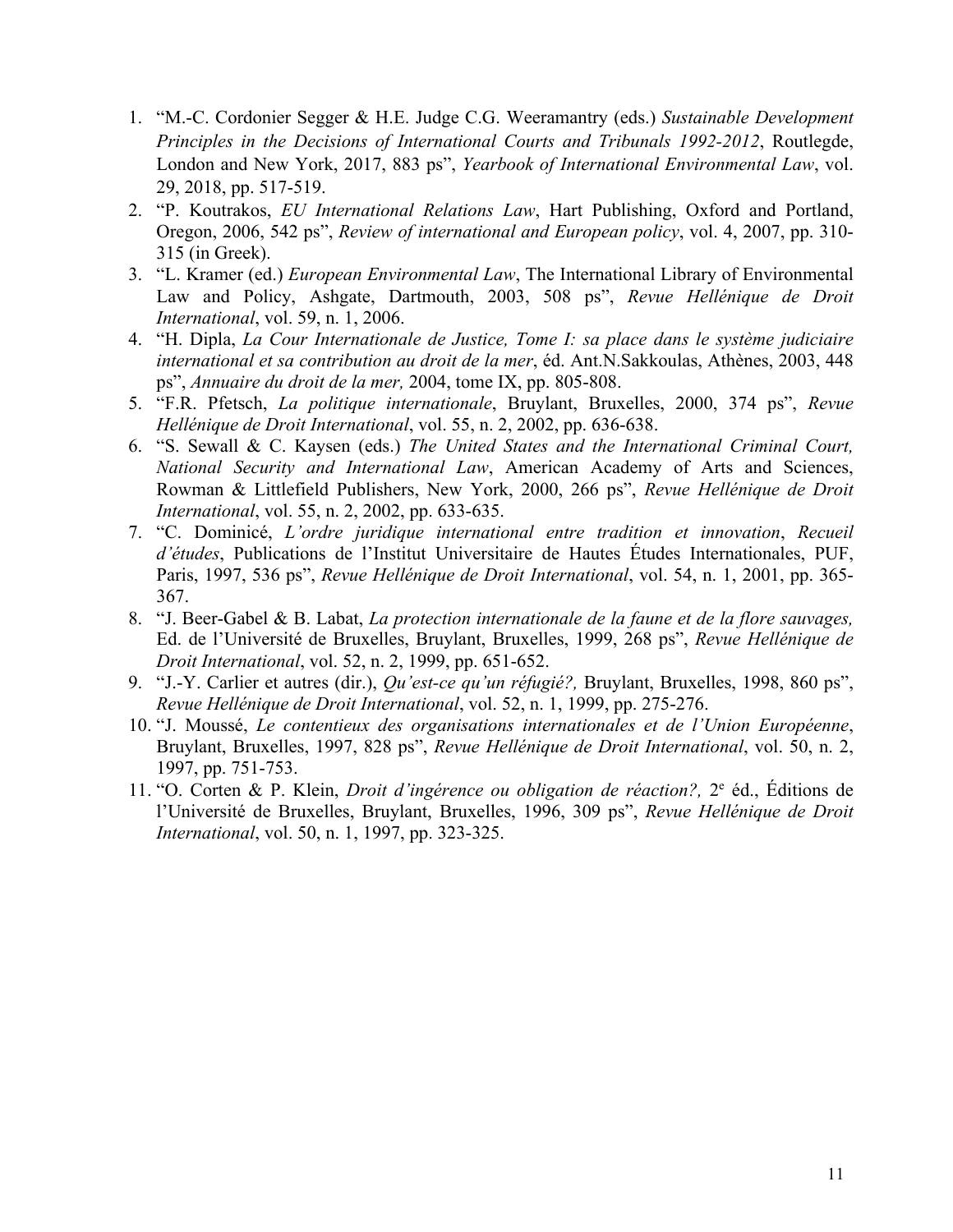1. "M.-C. Cordonier Segger & H.E. Judge C.G. Weeramantry (eds.) *Sustainable Development Principles in the Decisions of International Courts and Tribunals 1992-2012*, Routlegde, London and New York, 2017, 883 ps", *Yearbook of International Environmental Law*, vol. 29, 2018, pp. 517-519.
2. "P. Koutrakos, *EU International Relations Law*, Hart Publishing, Oxford and Portland, Oregon, 2006, 542 ps", *Review of international and European policy*, vol. 4, 2007, pp. 310-315 (in Greek).
3. "L. Kramer (ed.) *European Environmental Law*, The International Library of Environmental Law and Policy, Ashgate, Dartmouth, 2003, 508 ps", *Revue Hellénique de Droit International*, vol. 59, n. 1, 2006.
4. "H. Dipla, *La Cour Internationale de Justice, Tome I: sa place dans le système judiciaire international et sa contribution au droit de la mer*, éd. Ant.N.Sakkoulas, Athènes, 2003, 448 ps", *Annuaire du droit de la mer,* 2004, tome IX, pp. 805-808.
5. "F.R. Pfetsch, *La politique internationale*, Bruylant, Bruxelles, 2000, 374 ps", *Revue Hellénique de Droit International*, vol. 55, n. 2, 2002, pp. 636-638.
6. "S. Sewall & C. Kaysen (eds.) *The United States and the International Criminal Court, National Security and International Law*, American Academy of Arts and Sciences, Rowman & Littlefield Publishers, New York, 2000, 266 ps", *Revue Hellénique de Droit International*, vol. 55, n. 2, 2002, pp. 633-635.
7. "C. Dominicé, *L'ordre juridique international entre tradition et innovation*, *Recueil d'études*, Publications de l'Institut Universitaire de Hautes Études Internationales, PUF, Paris, 1997, 536 ps", *Revue Hellénique de Droit International*, vol. 54, n. 1, 2001, pp. 365-367.
8. "J. Beer-Gabel & B. Labat, *La protection internationale de la faune et de la flore sauvages,* Ed. de l'Université de Bruxelles, Bruylant, Bruxelles, 1999, 268 ps", *Revue Hellénique de Droit International*, vol. 52, n. 2, 1999, pp. 651-652.
9. "J.-Y. Carlier et autres (dir.), *Qu'est-ce qu'un réfugié?,* Bruylant, Bruxelles, 1998, 860 ps", *Revue Hellénique de Droit International*, vol. 52, n. 1, 1999, pp. 275-276.
10. "J. Moussé, *Le contentieux des organisations internationales et de l'Union Européenne*, Bruylant, Bruxelles, 1997, 828 ps", *Revue Hellénique de Droit International*, vol. 50, n. 2, 1997, pp. 751-753.
11. "O. Corten & P. Klein, *Droit d'ingérence ou obligation de réaction?,* 2e éd., Éditions de l'Université de Bruxelles, Bruylant, Bruxelles, 1996, 309 ps", *Revue Hellénique de Droit International*, vol. 50, n. 1, 1997, pp. 323-325.